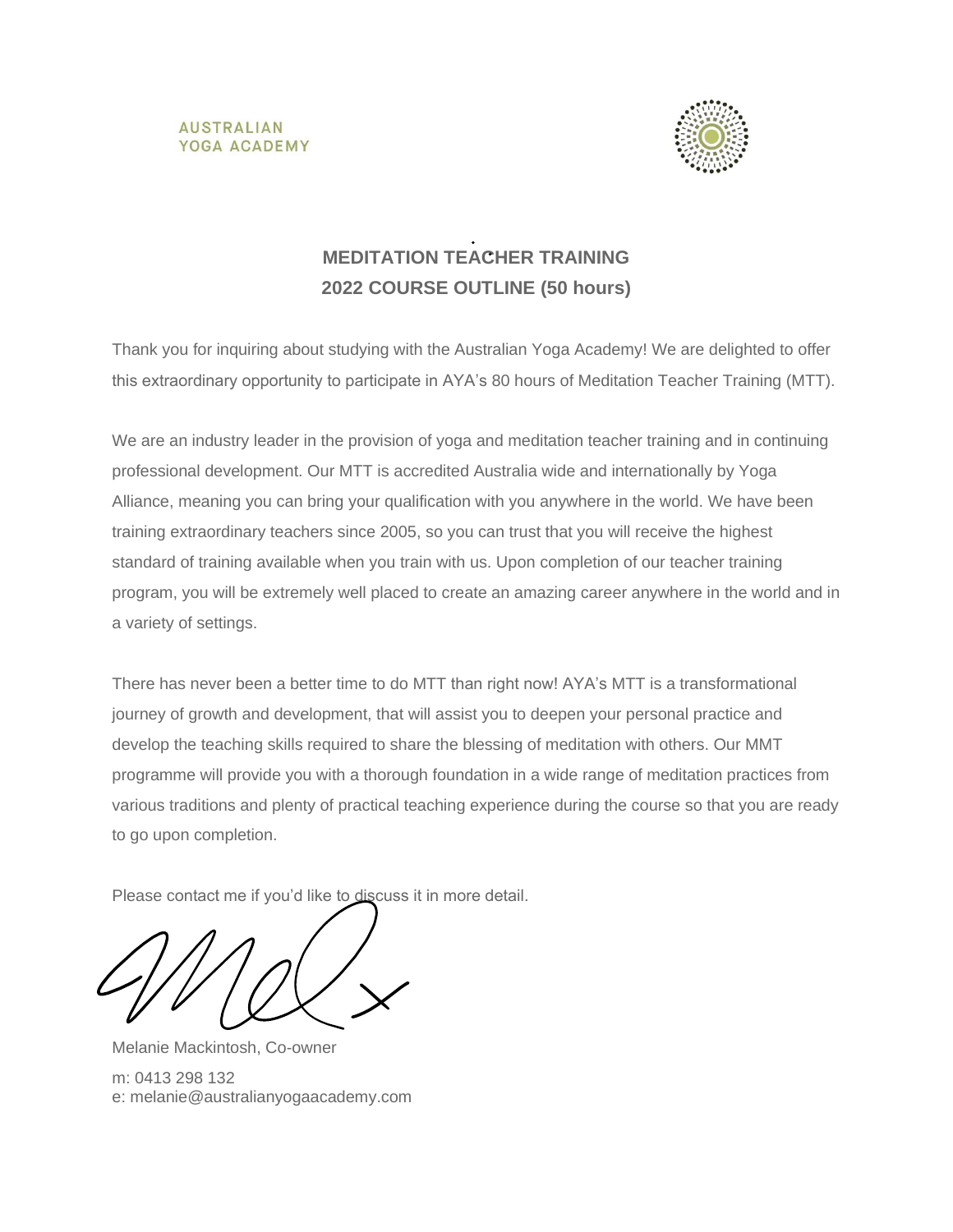AUSTRALIAN
YOGA ACADEMY

# MEDITATION TEACHER TRAINING
## 2022 COURSE OUTLINE (50 hours)

Thank you for inquiring about studying with the Australian Yoga Academy! We are delighted to offer this extraordinary opportunity to participate in AYA's 80 hours of Meditation Teacher Training (MTT).

We are an industry leader in the provision of yoga and meditation teacher training and in continuing professional development. Our MTT is accredited Australia wide and internationally by Yoga Alliance, meaning you can bring your qualification with you anywhere in the world. We have been training extraordinary teachers since 2005, so you can trust that you will receive the highest standard of training available when you train with us. Upon completion of our teacher training program, you will be extremely well placed to create an amazing career anywhere in the world and in a variety of settings.

There has never been a better time to do MTT than right now! AYA's MTT is a transformational journey of growth and development, that will assist you to deepen your personal practice and develop the teaching skills required to share the blessing of meditation with others. Our MMT programme will provide you with a thorough foundation in a wide range of meditation practices from various traditions and plenty of practical teaching experience during the course so that you are ready to go upon completion.

Please contact me if you'd like to discuss it in more detail.

Melanie Mackintosh, Co-owner

m: 0413 298 132
e: melanie@australianyogaacademy.com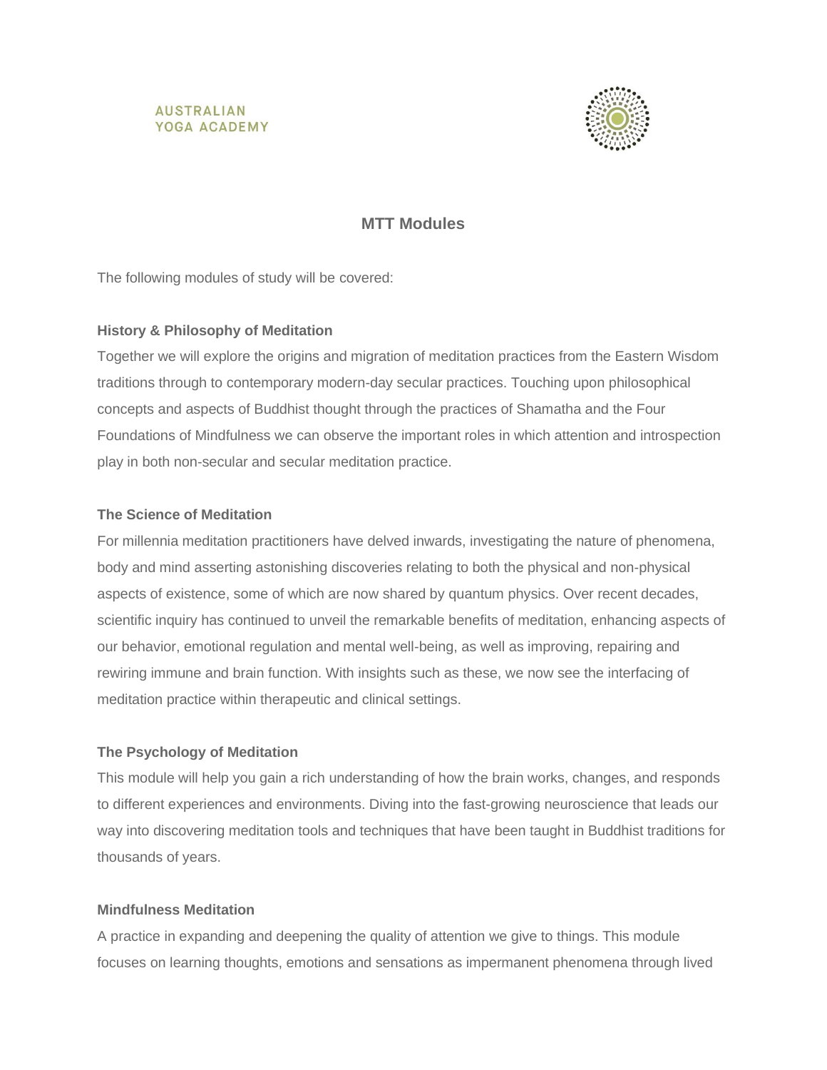AUSTRALIAN
YOGA ACADEMY

## MTT Modules

The following modules of study will be covered:

**History & Philosophy of Meditation**

Together we will explore the origins and migration of meditation practices from the Eastern Wisdom traditions through to contemporary modern-day secular practices. Touching upon philosophical concepts and aspects of Buddhist thought through the practices of Shamatha and the Four Foundations of Mindfulness we can observe the important roles in which attention and introspection play in both non-secular and secular meditation practice.

**The Science of Meditation**

For millennia meditation practitioners have delved inwards, investigating the nature of phenomena, body and mind asserting astonishing discoveries relating to both the physical and non-physical aspects of existence, some of which are now shared by quantum physics. Over recent decades, scientific inquiry has continued to unveil the remarkable benefits of meditation, enhancing aspects of our behavior, emotional regulation and mental well-being, as well as improving, repairing and rewiring immune and brain function. With insights such as these, we now see the interfacing of meditation practice within therapeutic and clinical settings.

**The Psychology of Meditation**

This module will help you gain a rich understanding of how the brain works, changes, and responds to different experiences and environments. Diving into the fast-growing neuroscience that leads our way into discovering meditation tools and techniques that have been taught in Buddhist traditions for thousands of years.

**Mindfulness Meditation**

A practice in expanding and deepening the quality of attention we give to things. This module focuses on learning thoughts, emotions and sensations as impermanent phenomena through lived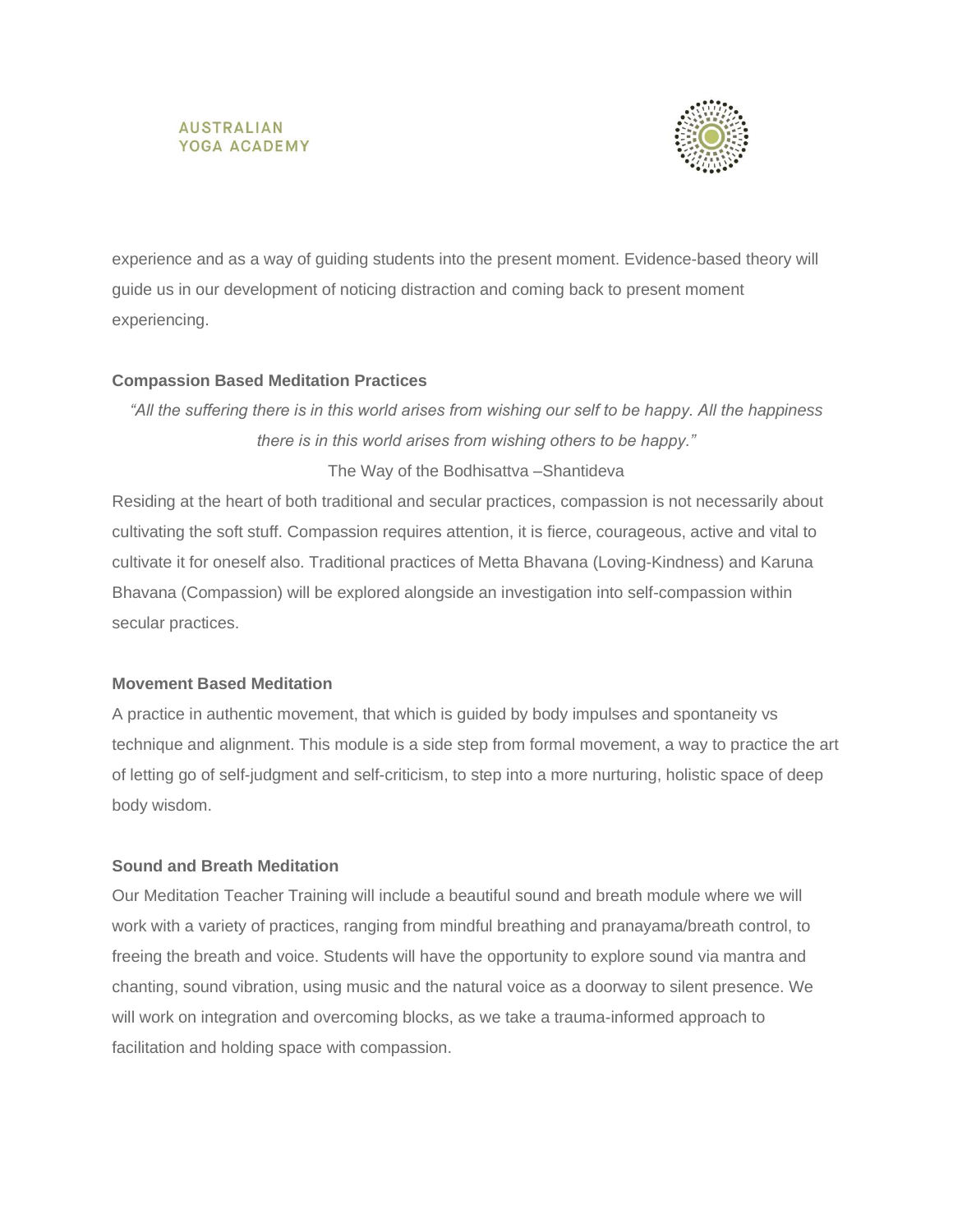experience and as a way of guiding students into the present moment. Evidence-based theory will guide us in our development of noticing distraction and coming back to present moment experiencing.

### Compassion Based Meditation Practices

*"All the suffering there is in this world arises from wishing our self to be happy. All the happiness there is in this world arises from wishing others to be happy."*

The Way of the Bodhisattva –Shantideva

Residing at the heart of both traditional and secular practices, compassion is not necessarily about cultivating the soft stuff. Compassion requires attention, it is fierce, courageous, active and vital to cultivate it for oneself also. Traditional practices of Metta Bhavana (Loving-Kindness) and Karuna Bhavana (Compassion) will be explored alongside an investigation into self-compassion within secular practices.

### Movement Based Meditation

A practice in authentic movement, that which is guided by body impulses and spontaneity vs technique and alignment. This module is a side step from formal movement, a way to practice the art of letting go of self-judgment and self-criticism, to step into a more nurturing, holistic space of deep body wisdom.

### Sound and Breath Meditation

Our Meditation Teacher Training will include a beautiful sound and breath module where we will work with a variety of practices, ranging from mindful breathing and pranayama/breath control, to freeing the breath and voice. Students will have the opportunity to explore sound via mantra and chanting, sound vibration, using music and the natural voice as a doorway to silent presence. We will work on integration and overcoming blocks, as we take a trauma-informed approach to facilitation and holding space with compassion.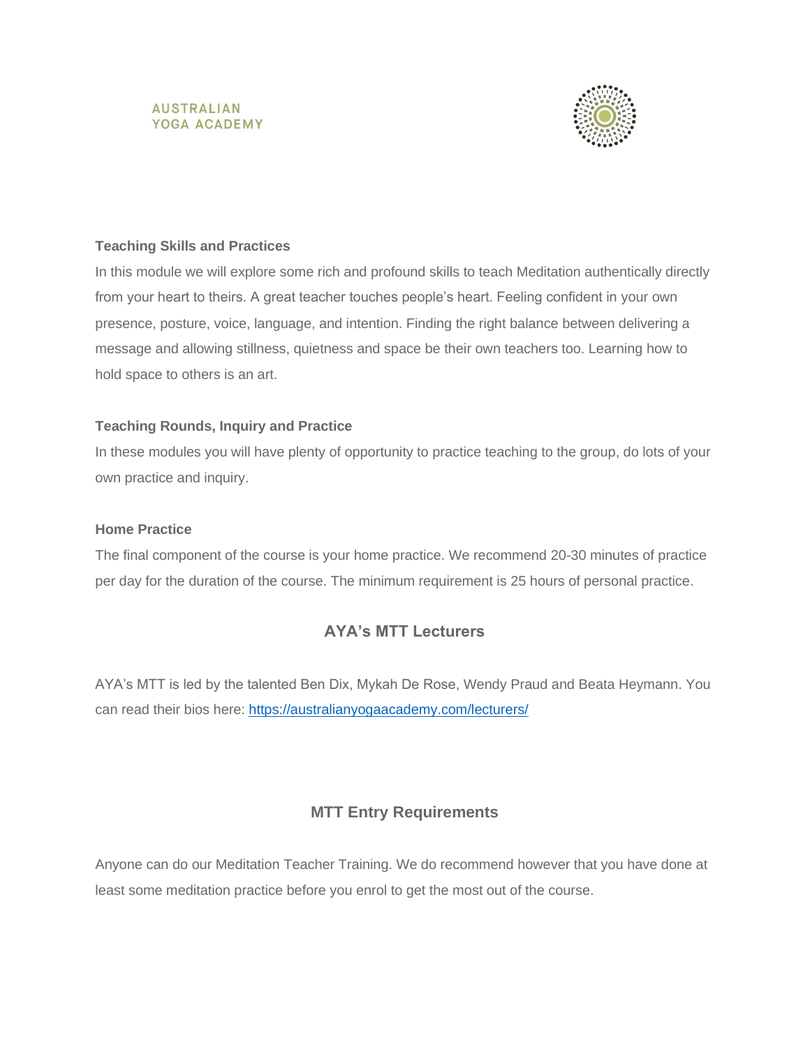### Teaching Skills and Practices

In this module we will explore some rich and profound skills to teach Meditation authentically directly from your heart to theirs. A great teacher touches people's heart. Feeling confident in your own presence, posture, voice, language, and intention. Finding the right balance between delivering a message and allowing stillness, quietness and space be their own teachers too. Learning how to hold space to others is an art.

### Teaching Rounds, Inquiry and Practice

In these modules you will have plenty of opportunity to practice teaching to the group, do lots of your own practice and inquiry.

### Home Practice

The final component of the course is your home practice. We recommend 20-30 minutes of practice per day for the duration of the course. The minimum requirement is 25 hours of personal practice.

## AYA's MTT Lecturers

AYA's MTT is led by the talented Ben Dix, Mykah De Rose, Wendy Praud and Beata Heymann. You can read their bios here: https://australianyogaacademy.com/lecturers/

## MTT Entry Requirements

Anyone can do our Meditation Teacher Training. We do recommend however that you have done at least some meditation practice before you enrol to get the most out of the course.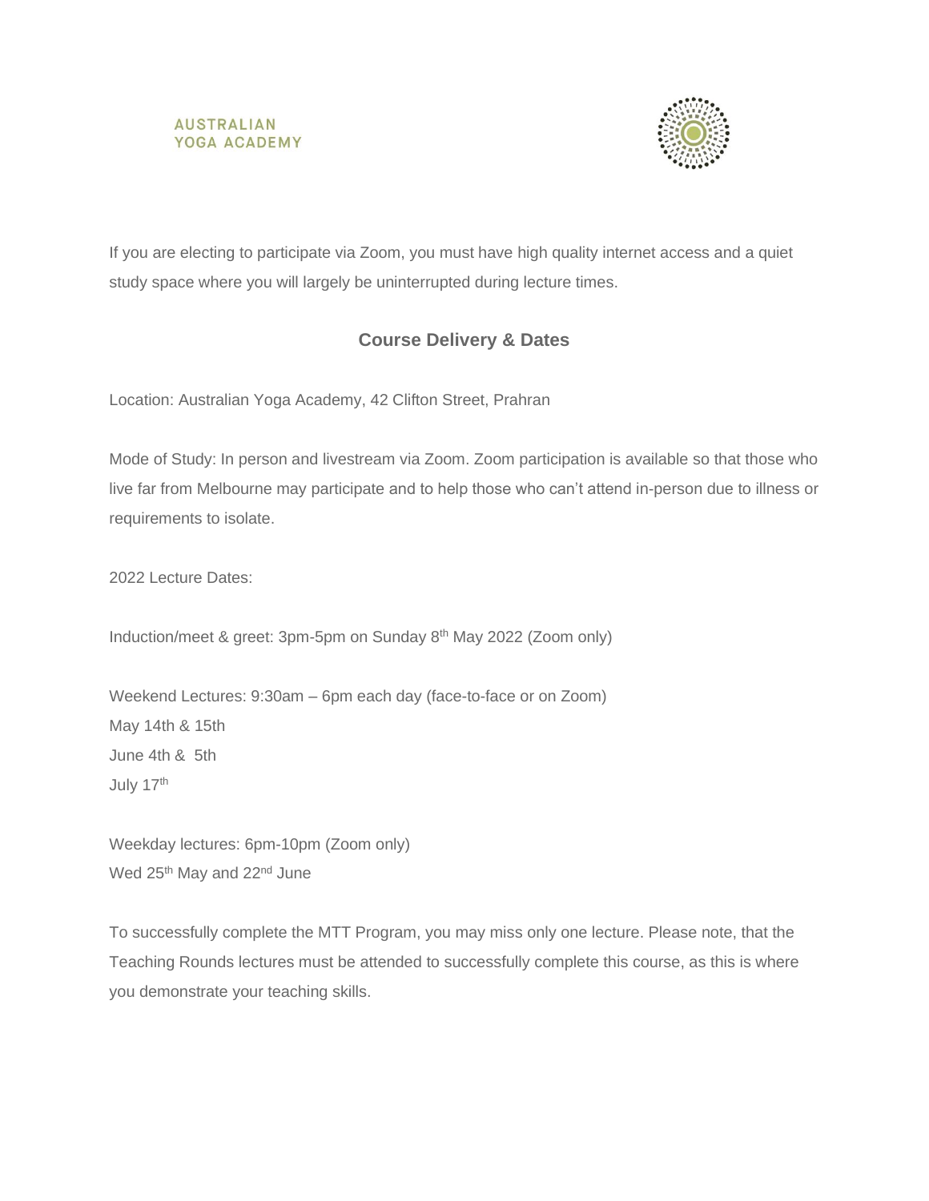If you are electing to participate via Zoom, you must have high quality internet access and a quiet study space where you will largely be uninterrupted during lecture times.

## Course Delivery & Dates

Location: Australian Yoga Academy, 42 Clifton Street, Prahran

Mode of Study: In person and livestream via Zoom. Zoom participation is available so that those who live far from Melbourne may participate and to help those who can't attend in-person due to illness or requirements to isolate.

2022 Lecture Dates:

Induction/meet & greet: 3pm-5pm on Sunday 8th May 2022 (Zoom only)

Weekend Lectures: 9:30am – 6pm each day (face-to-face or on Zoom)
May 14th & 15th
June 4th & 5th
July 17th

Weekday lectures: 6pm-10pm (Zoom only)
Wed 25th May and 22nd June

To successfully complete the MTT Program, you may miss only one lecture. Please note, that the Teaching Rounds lectures must be attended to successfully complete this course, as this is where you demonstrate your teaching skills.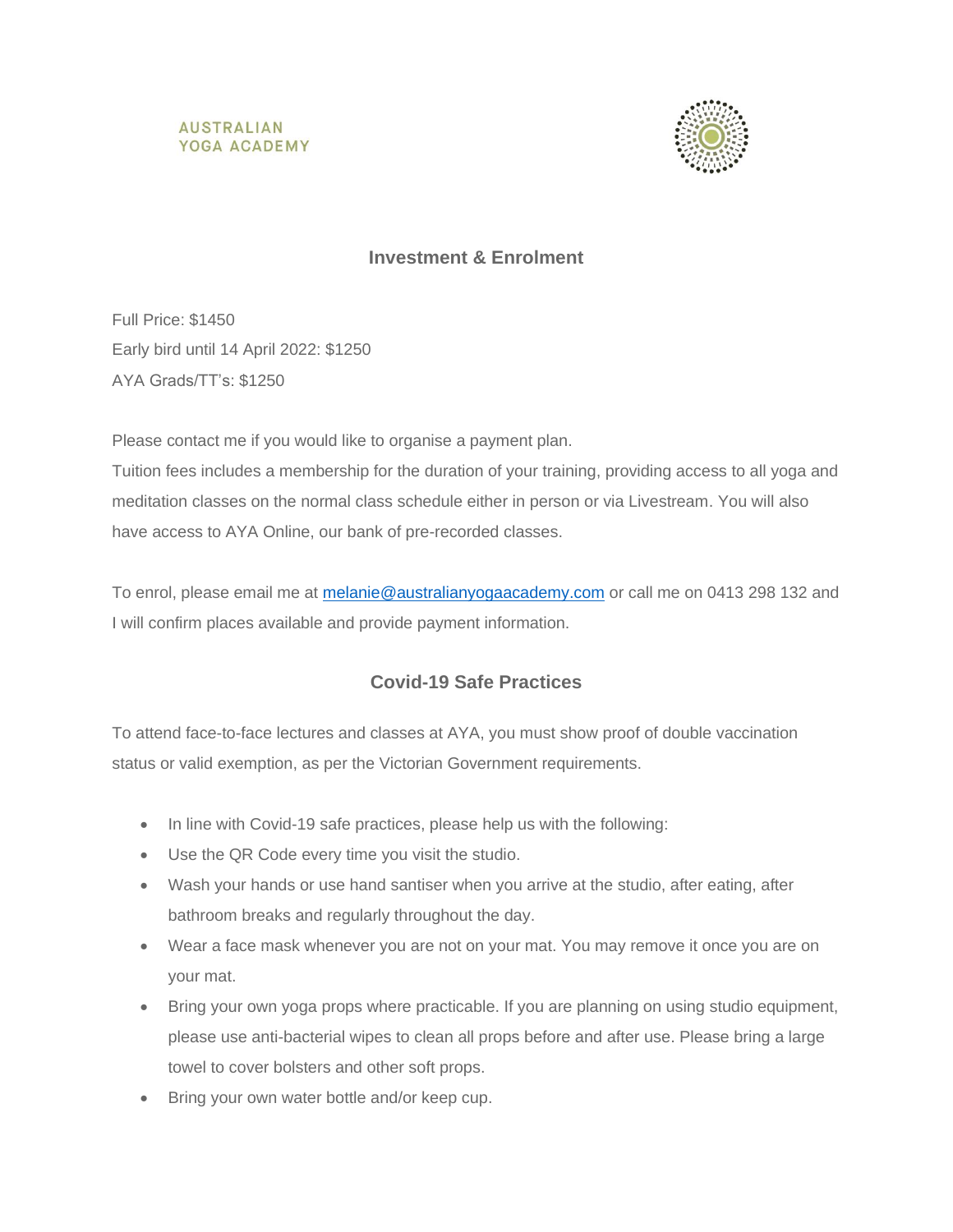AUSTRALIAN
YOGA ACADEMY

## Investment & Enrolment

Full Price: $1450
Early bird until 14 April 2022: $1250
AYA Grads/TT's: $1250

Please contact me if you would like to organise a payment plan.
Tuition fees includes a membership for the duration of your training, providing access to all yoga and meditation classes on the normal class schedule either in person or via Livestream. You will also have access to AYA Online, our bank of pre-recorded classes.

To enrol, please email me at melanie@australianyogaacademy.com or call me on 0413 298 132 and I will confirm places available and provide payment information.

## Covid-19 Safe Practices

To attend face-to-face lectures and classes at AYA, you must show proof of double vaccination status or valid exemption, as per the Victorian Government requirements.

- In line with Covid-19 safe practices, please help us with the following:
- Use the QR Code every time you visit the studio.
- Wash your hands or use hand santiser when you arrive at the studio, after eating, after bathroom breaks and regularly throughout the day.
- Wear a face mask whenever you are not on your mat. You may remove it once you are on your mat.
- Bring your own yoga props where practicable. If you are planning on using studio equipment, please use anti-bacterial wipes to clean all props before and after use. Please bring a large towel to cover bolsters and other soft props.
- Bring your own water bottle and/or keep cup.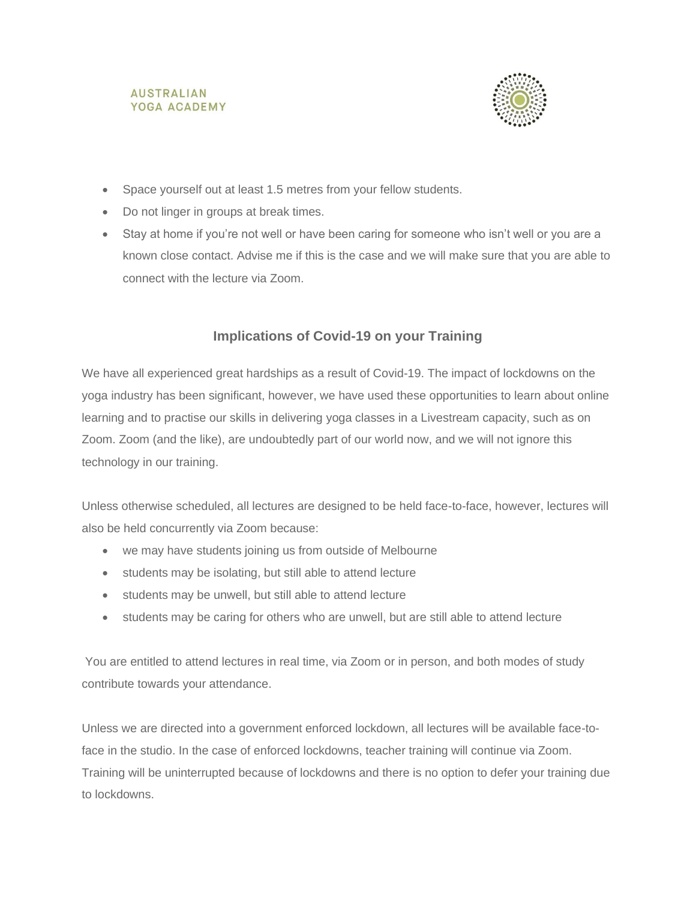- Space yourself out at least 1.5 metres from your fellow students.
- Do not linger in groups at break times.
- Stay at home if you're not well or have been caring for someone who isn't well or you are a known close contact. Advise me if this is the case and we will make sure that you are able to connect with the lecture via Zoom.

## Implications of Covid-19 on your Training

We have all experienced great hardships as a result of Covid-19. The impact of lockdowns on the yoga industry has been significant, however, we have used these opportunities to learn about online learning and to practise our skills in delivering yoga classes in a Livestream capacity, such as on Zoom. Zoom (and the like), are undoubtedly part of our world now, and we will not ignore this technology in our training.

Unless otherwise scheduled, all lectures are designed to be held face-to-face, however, lectures will also be held concurrently via Zoom because:

- we may have students joining us from outside of Melbourne
- students may be isolating, but still able to attend lecture
- students may be unwell, but still able to attend lecture
- students may be caring for others who are unwell, but are still able to attend lecture

You are entitled to attend lectures in real time, via Zoom or in person, and both modes of study contribute towards your attendance.

Unless we are directed into a government enforced lockdown, all lectures will be available face-to-face in the studio. In the case of enforced lockdowns, teacher training will continue via Zoom. Training will be uninterrupted because of lockdowns and there is no option to defer your training due to lockdowns.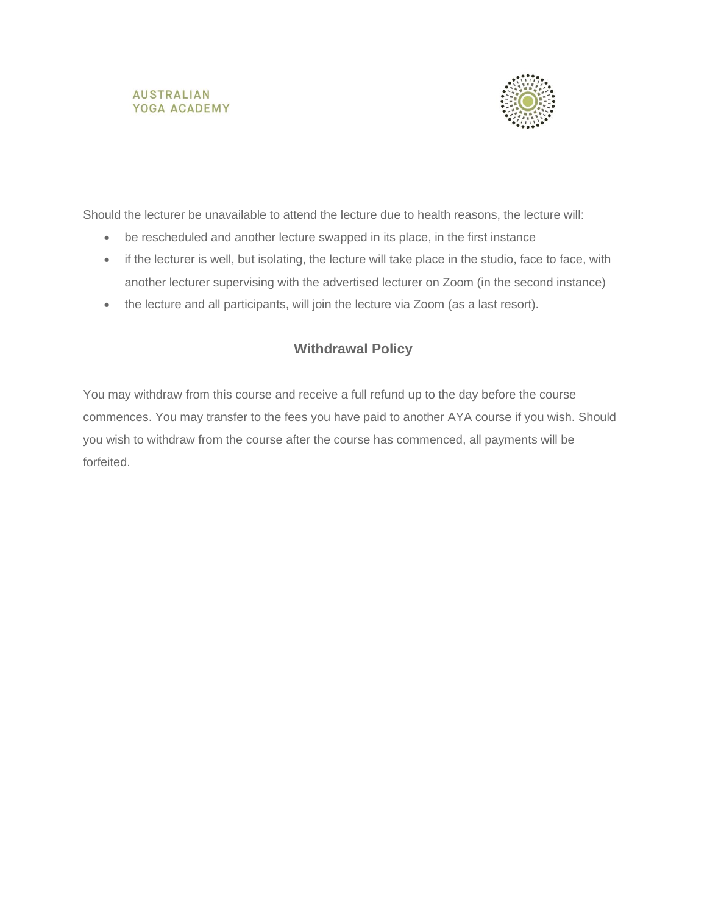Should the lecturer be unavailable to attend the lecture due to health reasons, the lecture will:

- be rescheduled and another lecture swapped in its place, in the first instance
- if the lecturer is well, but isolating, the lecture will take place in the studio, face to face, with another lecturer supervising with the advertised lecturer on Zoom (in the second instance)
- the lecture and all participants, will join the lecture via Zoom (as a last resort).

## Withdrawal Policy

You may withdraw from this course and receive a full refund up to the day before the course commences. You may transfer to the fees you have paid to another AYA course if you wish. Should you wish to withdraw from the course after the course has commenced, all payments will be forfeited.